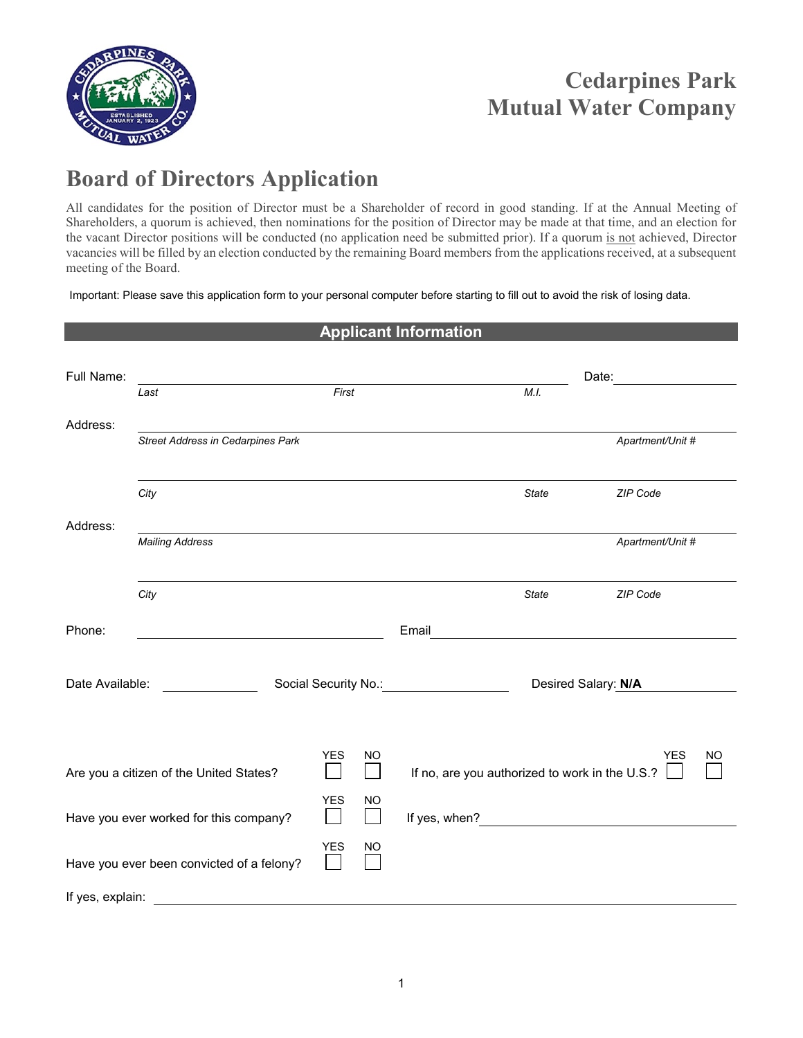# Cedarpines Park Mutual Water Company

## Board of Directors Application

All candidates for the position of Director must be a Shareholder of record in good standing. If at the Annual Meeting of Shareholders, a quorum is achieved, then nominations for the position of Director may be made at that time, and an election for the vacant Director positions will be conducted (no application need be submitted prior). If a quorum is not achieved, Director vacancies will be filled by an election conducted by the remaining Board members from the applications received, at a subsequent meeting of the Board.

Important: Please save this application form to your personal computer before starting to fill out to avoid the risk of losing data.

### Applicant Information

Full Name: ______________________________ Date: __________

*Last* *First* *M.I.*

Address: ______________________________

*Street Address in Cedarpines Park* *Apartment/Unit #*

______________________________

*City* *State* *ZIP Code*

Address: ______________________________

*Mailing Address* *Apartment/Unit #*

______________________________

*City* *State* *ZIP Code*

Phone: __________ Email __________

Date Available: __________ Social Security No.: __________ Desired Salary: **N/A**

Are you a citizen of the United States? YES ☐ NO ☐ If no, are you authorized to work in the U.S.? YES ☐ NO ☐

Have you ever worked for this company? YES ☐ NO ☐ If yes, when? __________

Have you ever been convicted of a felony? YES ☐ NO ☐

If yes, explain: ______________________________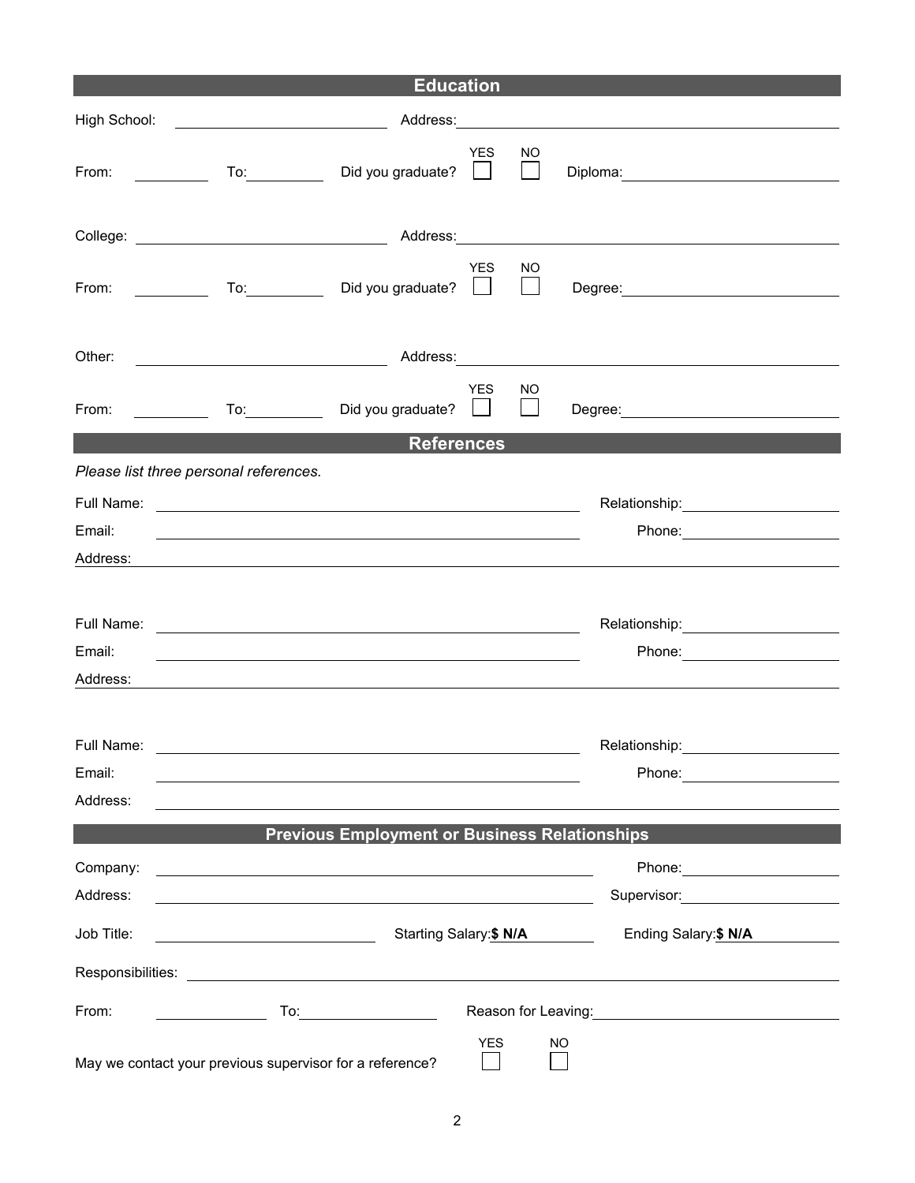## Education

High School: ______________________ Address: ______________________________________

From: __________ To: __________ Did you graduate? YES ☐ NO ☐ Diploma: ______________________

College: __________________________ Address: ______________________________________

From: __________ To: __________ Did you graduate? YES ☐ NO ☐ Degree: ______________________

Other: ____________________________ Address: ______________________________________

From: __________ To: __________ Did you graduate? YES ☐ NO ☐ Degree: ______________________

## References

*Please list three personal references.*

Full Name: ______________________________________________ Relationship: ________________

Email: __________________________________________________ Phone: ________________

Address: __________________________________________________________________________

Full Name: ______________________________________________ Relationship: ________________

Email: __________________________________________________ Phone: ________________

Address: __________________________________________________________________________

Full Name: ______________________________________________ Relationship: ________________

Email: __________________________________________________ Phone: ________________

Address: __________________________________________________________________________

## Previous Employment or Business Relationships

Company: ______________________________________________ Phone: ________________

Address: ______________________________________________ Supervisor: ________________

Job Title: ______________________ Starting Salary: **$ N/A** Ending Salary: **$ N/A**

Responsibilities: __________________________________________________________________

From: ____________ To: ______________ Reason for Leaving: ______________________________

May we contact your previous supervisor for a reference? YES ☐ NO ☐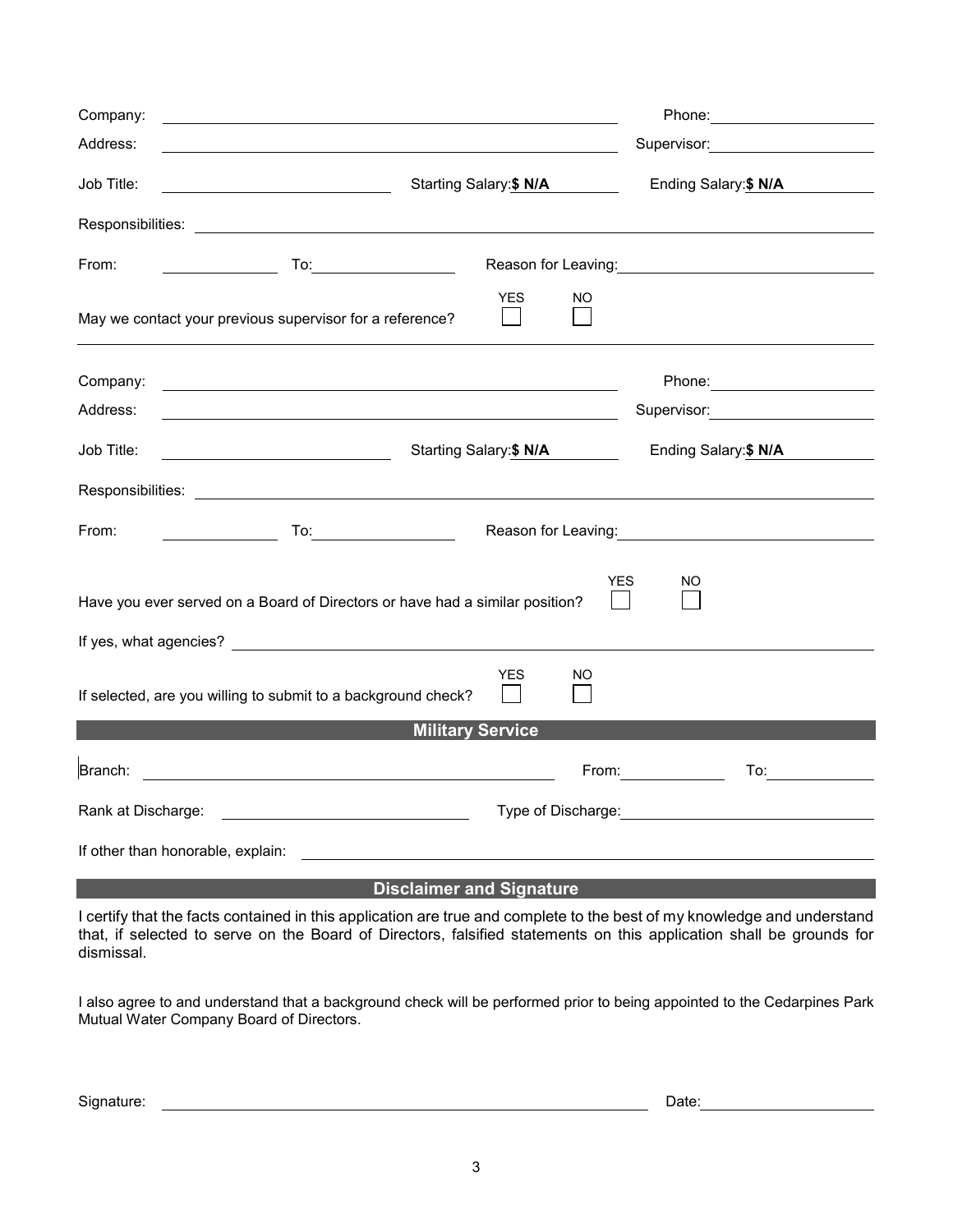Company: ______________________________ Phone: ____________

Address: ______________________________ Supervisor: ____________

Job Title: ____________ Starting Salary: **$ N/A** Ending Salary: **$ N/A**

Responsibilities: ______________________________

From: ________ To: ________ Reason for Leaving: ____________

May we contact your previous supervisor for a reference? YES ☐ NO ☐

---

Company: ______________________________ Phone: ____________

Address: ______________________________ Supervisor: ____________

Job Title: ____________ Starting Salary: **$ N/A** Ending Salary: **$ N/A**

Responsibilities: ______________________________

From: ________ To: ________ Reason for Leaving: ____________

Have you ever served on a Board of Directors or have had a similar position? YES ☐ NO ☐

If yes, what agencies? ______________________________

If selected, are you willing to submit to a background check? YES ☐ NO ☐

## Military Service

Branch: ______________________________ From: ________ To: ________

Rank at Discharge: ____________ Type of Discharge: ____________

If other than honorable, explain: ______________________________

## Disclaimer and Signature

I certify that the facts contained in this application are true and complete to the best of my knowledge and understand that, if selected to serve on the Board of Directors, falsified statements on this application shall be grounds for dismissal.

I also agree to and understand that a background check will be performed prior to being appointed to the Cedarpines Park Mutual Water Company Board of Directors.

Signature: ______________________________ Date: ____________